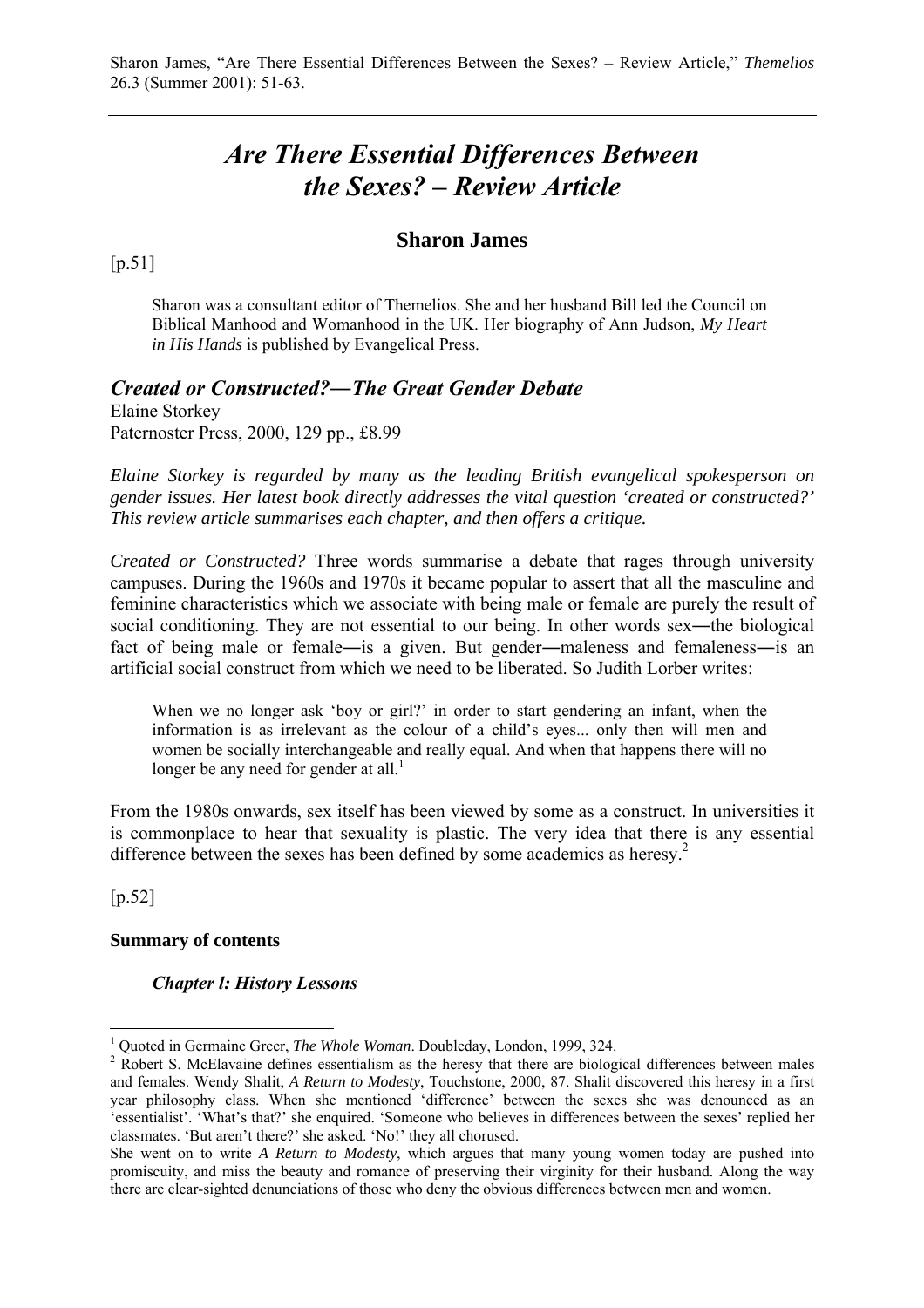Sharon James, "Are There Essential Differences Between the Sexes? – Review Article," *Themelios* 26.3 (Summer 2001): 51-63.

# *Are There Essential Differences Between the Sexes? – Review Article*

## Sharon James

[p.51]

> Sharon was a consultant editor of Themelios. She and her husband Bill led the Council on Biblical Manhood and Womanhood in the UK. Her biography of Ann Judson, *My Heart in His Hands* is published by Evangelical Press.

### *Created or Constructed?―The Great Gender Debate*

Elaine Storkey
Paternoster Press, 2000, 129 pp., £8.99

*Elaine Storkey is regarded by many as the leading British evangelical spokesperson on gender issues. Her latest book directly addresses the vital question 'created or constructed?' This review article summarises each chapter, and then offers a critique.*

*Created or Constructed?* Three words summarise a debate that rages through university campuses. During the 1960s and 1970s it became popular to assert that all the masculine and feminine characteristics which we associate with being male or female are purely the result of social conditioning. They are not essential to our being. In other words sex―the biological fact of being male or female―is a given. But gender―maleness and femaleness―is an artificial social construct from which we need to be liberated. So Judith Lorber writes:

> When we no longer ask 'boy or girl?' in order to start gendering an infant, when the information is as irrelevant as the colour of a child's eyes... only then will men and women be socially interchangeable and really equal. And when that happens there will no longer be any need for gender at all.[1]

From the 1980s onwards, sex itself has been viewed by some as a construct. In universities it is commonplace to hear that sexuality is plastic. The very idea that there is any essential difference between the sexes has been defined by some academics as heresy.[2]

[p.52]

**Summary of contents**

#### *Chapter l: History Lessons*

---

[1] Quoted in Germaine Greer, *The Whole Woman*. Doubleday, London, 1999, 324.

[2] Robert S. McElavaine defines essentialism as the heresy that there are biological differences between males and females. Wendy Shalit, *A Return to Modesty*, Touchstone, 2000, 87. Shalit discovered this heresy in a first year philosophy class. When she mentioned 'difference' between the sexes she was denounced as an 'essentialist'. 'What's that?' she enquired. 'Someone who believes in differences between the sexes' replied her classmates. 'But aren't there?' she asked. 'No!' they all chorused.

She went on to write *A Return to Modesty*, which argues that many young women today are pushed into promiscuity, and miss the beauty and romance of preserving their virginity for their husband. Along the way there are clear-sighted denunciations of those who deny the obvious differences between men and women.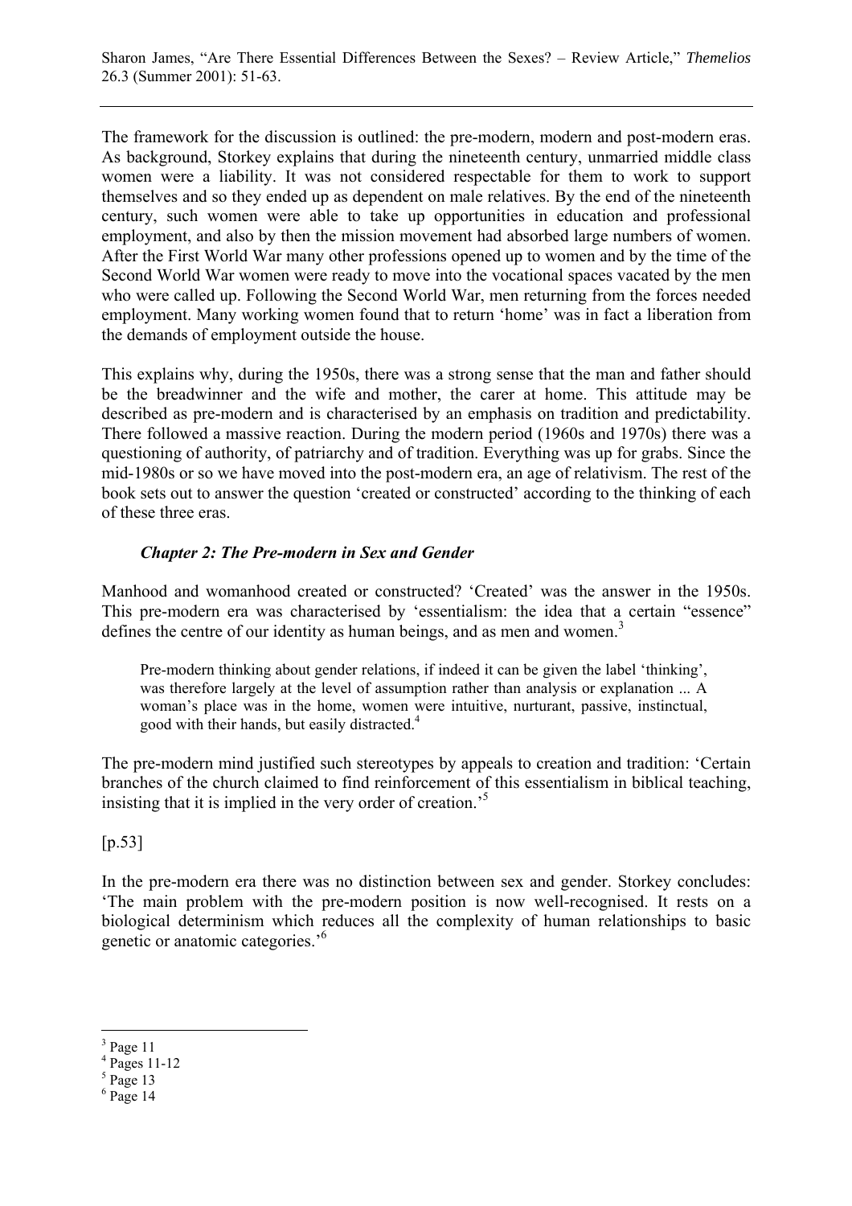The framework for the discussion is outlined: the pre-modern, modern and post-modern eras. As background, Storkey explains that during the nineteenth century, unmarried middle class women were a liability. It was not considered respectable for them to work to support themselves and so they ended up as dependent on male relatives. By the end of the nineteenth century, such women were able to take up opportunities in education and professional employment, and also by then the mission movement had absorbed large numbers of women. After the First World War many other professions opened up to women and by the time of the Second World War women were ready to move into the vocational spaces vacated by the men who were called up. Following the Second World War, men returning from the forces needed employment. Many working women found that to return 'home' was in fact a liberation from the demands of employment outside the house.

This explains why, during the 1950s, there was a strong sense that the man and father should be the breadwinner and the wife and mother, the carer at home. This attitude may be described as pre-modern and is characterised by an emphasis on tradition and predictability. There followed a massive reaction. During the modern period (1960s and 1970s) there was a questioning of authority, of patriarchy and of tradition. Everything was up for grabs. Since the mid-1980s or so we have moved into the post-modern era, an age of relativism. The rest of the book sets out to answer the question 'created or constructed' according to the thinking of each of these three eras.

### *Chapter 2: The Pre-modern in Sex and Gender*

Manhood and womanhood created or constructed? 'Created' was the answer in the 1950s. This pre-modern era was characterised by 'essentialism: the idea that a certain "essence" defines the centre of our identity as human beings, and as men and women.[3]

> Pre-modern thinking about gender relations, if indeed it can be given the label 'thinking', was therefore largely at the level of assumption rather than analysis or explanation ... A woman's place was in the home, women were intuitive, nurturant, passive, instinctual, good with their hands, but easily distracted.[4]

The pre-modern mind justified such stereotypes by appeals to creation and tradition: 'Certain branches of the church claimed to find reinforcement of this essentialism in biblical teaching, insisting that it is implied in the very order of creation.'[5]

[p.53]

In the pre-modern era there was no distinction between sex and gender. Storkey concludes: 'The main problem with the pre-modern position is now well-recognised. It rests on a biological determinism which reduces all the complexity of human relationships to basic genetic or anatomic categories.'[6]

---

[3] Page 11
[4] Pages 11-12
[5] Page 13
[6] Page 14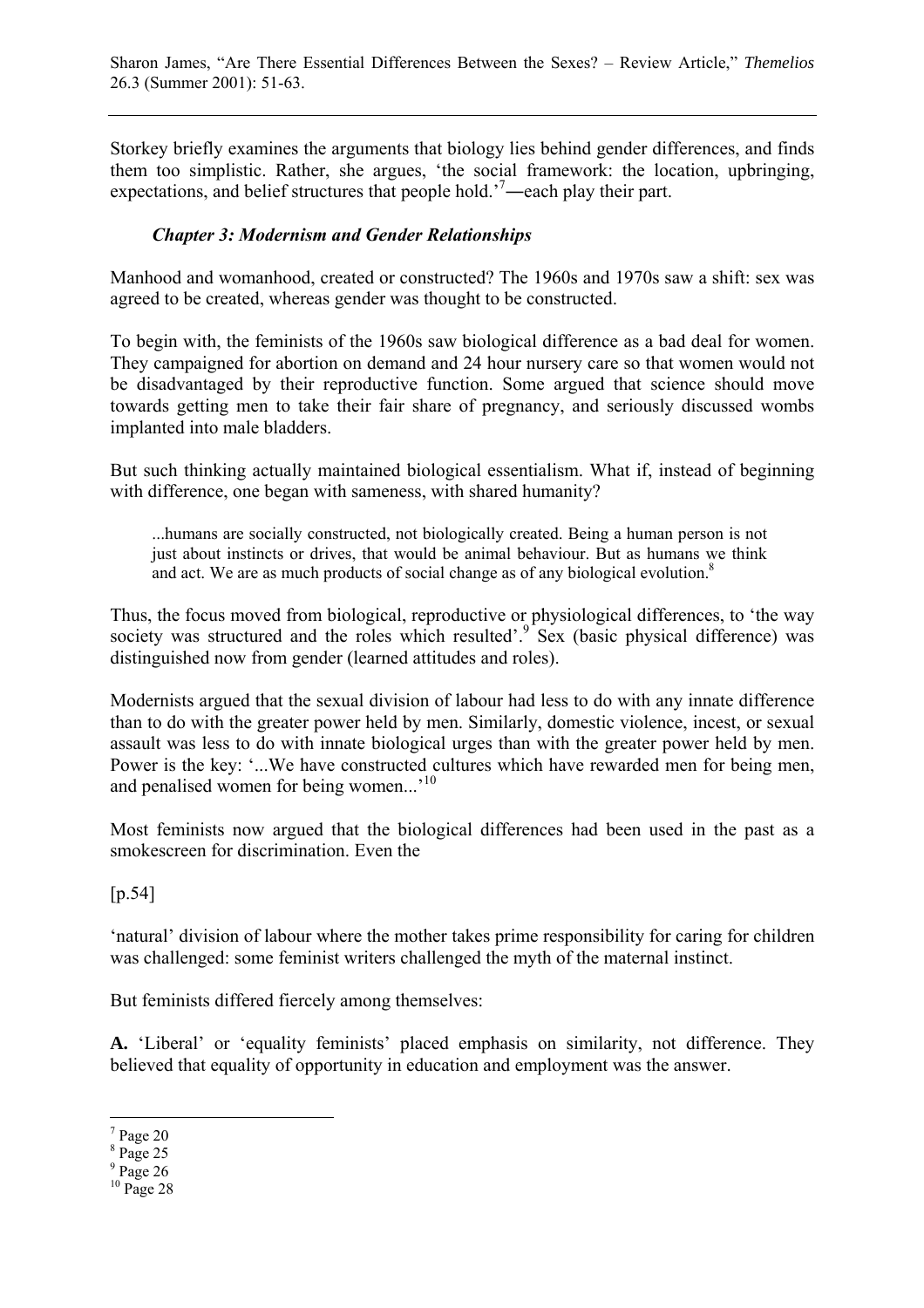Storkey briefly examines the arguments that biology lies behind gender differences, and finds them too simplistic. Rather, she argues, 'the social framework: the location, upbringing, expectations, and belief structures that people hold.'[7]—each play their part.

### *Chapter 3: Modernism and Gender Relationships*

Manhood and womanhood, created or constructed? The 1960s and 1970s saw a shift: sex was agreed to be created, whereas gender was thought to be constructed.

To begin with, the feminists of the 1960s saw biological difference as a bad deal for women. They campaigned for abortion on demand and 24 hour nursery care so that women would not be disadvantaged by their reproductive function. Some argued that science should move towards getting men to take their fair share of pregnancy, and seriously discussed wombs implanted into male bladders.

But such thinking actually maintained biological essentialism. What if, instead of beginning with difference, one began with sameness, with shared humanity?

> ...humans are socially constructed, not biologically created. Being a human person is not just about instincts or drives, that would be animal behaviour. But as humans we think and act. We are as much products of social change as of any biological evolution.[8]

Thus, the focus moved from biological, reproductive or physiological differences, to 'the way society was structured and the roles which resulted'.[9] Sex (basic physical difference) was distinguished now from gender (learned attitudes and roles).

Modernists argued that the sexual division of labour had less to do with any innate difference than to do with the greater power held by men. Similarly, domestic violence, incest, or sexual assault was less to do with innate biological urges than with the greater power held by men. Power is the key: '...We have constructed cultures which have rewarded men for being men, and penalised women for being women...'[10]

Most feminists now argued that the biological differences had been used in the past as a smokescreen for discrimination. Even the

[p.54]

'natural' division of labour where the mother takes prime responsibility for caring for children was challenged: some feminist writers challenged the myth of the maternal instinct.

But feminists differed fiercely among themselves:

**A.** 'Liberal' or 'equality feminists' placed emphasis on similarity, not difference. They believed that equality of opportunity in education and employment was the answer.

---

[7] Page 20
[8] Page 25
[9] Page 26
[10] Page 28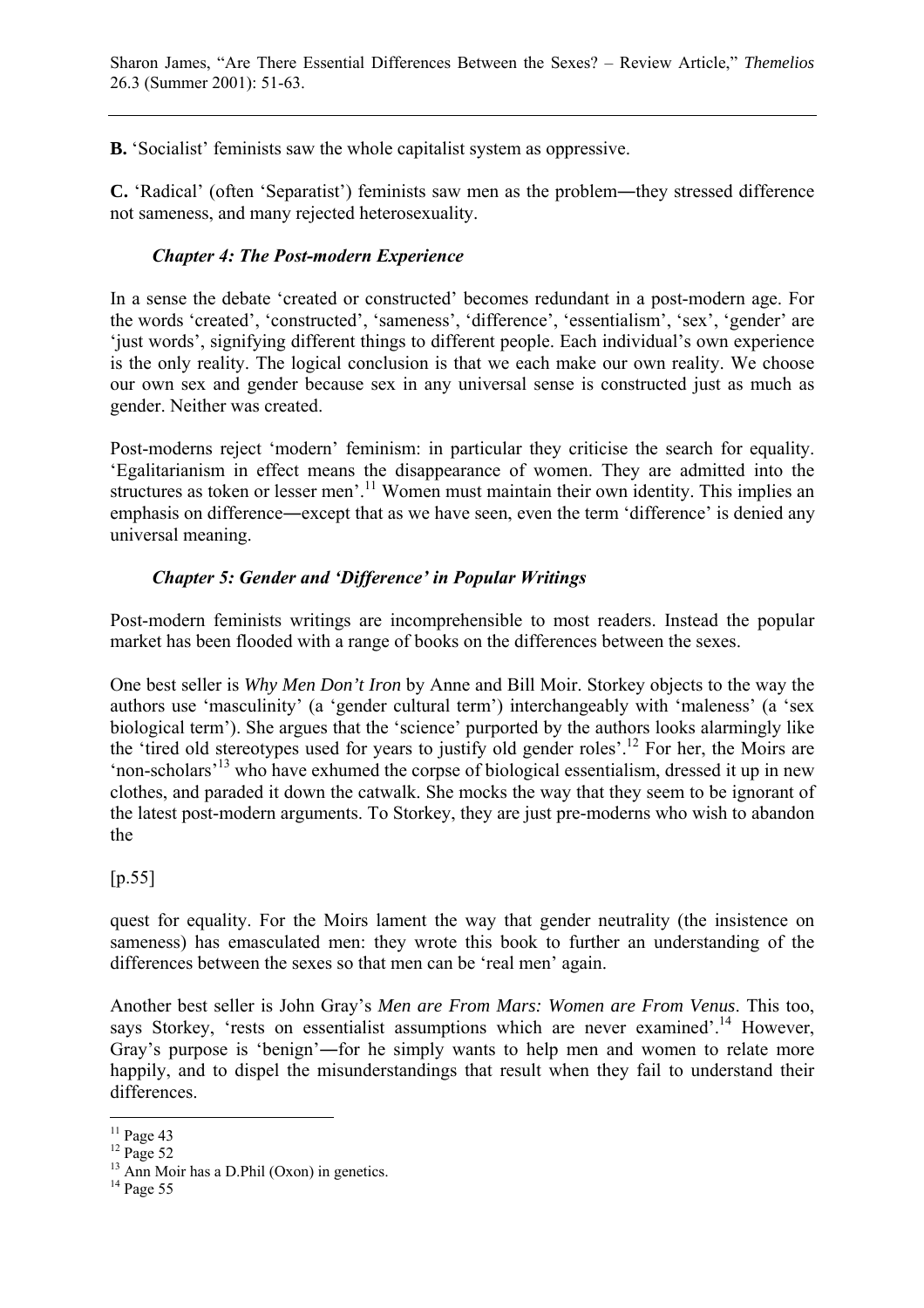**B.** 'Socialist' feminists saw the whole capitalist system as oppressive.

**C.** 'Radical' (often 'Separatist') feminists saw men as the problem―they stressed difference not sameness, and many rejected heterosexuality.

### *Chapter 4: The Post-modern Experience*

In a sense the debate 'created or constructed' becomes redundant in a post-modern age. For the words 'created', 'constructed', 'sameness', 'difference', 'essentialism', 'sex', 'gender' are 'just words', signifying different things to different people. Each individual's own experience is the only reality. The logical conclusion is that we each make our own reality. We choose our own sex and gender because sex in any universal sense is constructed just as much as gender. Neither was created.

Post-moderns reject 'modern' feminism: in particular they criticise the search for equality. 'Egalitarianism in effect means the disappearance of women. They are admitted into the structures as token or lesser men'.[11] Women must maintain their own identity. This implies an emphasis on difference―except that as we have seen, even the term 'difference' is denied any universal meaning.

### *Chapter 5: Gender and 'Difference' in Popular Writings*

Post-modern feminists writings are incomprehensible to most readers. Instead the popular market has been flooded with a range of books on the differences between the sexes.

One best seller is *Why Men Don't Iron* by Anne and Bill Moir. Storkey objects to the way the authors use 'masculinity' (a 'gender cultural term') interchangeably with 'maleness' (a 'sex biological term'). She argues that the 'science' purported by the authors looks alarmingly like the 'tired old stereotypes used for years to justify old gender roles'.[12] For her, the Moirs are 'non-scholars'[13] who have exhumed the corpse of biological essentialism, dressed it up in new clothes, and paraded it down the catwalk. She mocks the way that they seem to be ignorant of the latest post-modern arguments. To Storkey, they are just pre-moderns who wish to abandon the

[p.55]

quest for equality. For the Moirs lament the way that gender neutrality (the insistence on sameness) has emasculated men: they wrote this book to further an understanding of the differences between the sexes so that men can be 'real men' again.

Another best seller is John Gray's *Men are From Mars: Women are From Venus*. This too, says Storkey, 'rests on essentialist assumptions which are never examined'.[14] However, Gray's purpose is 'benign'―for he simply wants to help men and women to relate more happily, and to dispel the misunderstandings that result when they fail to understand their differences.

---

[11] Page 43

[12] Page 52

[13] Ann Moir has a D.Phil (Oxon) in genetics.

[14] Page 55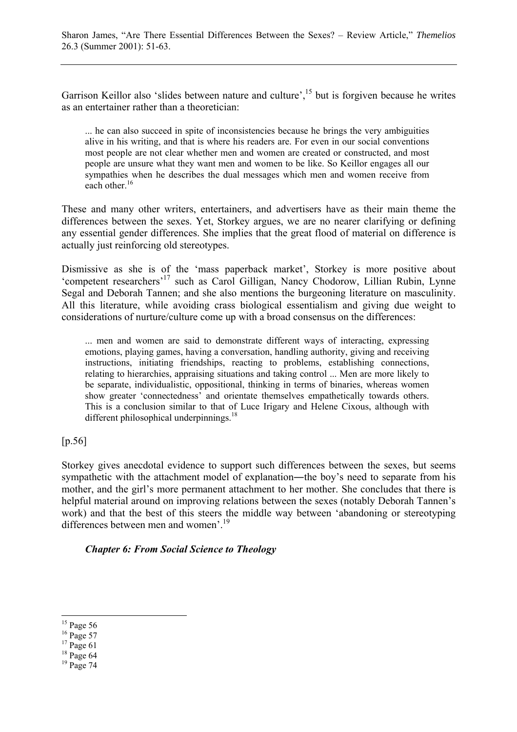Garrison Keillor also 'slides between nature and culture',[15] but is forgiven because he writes as an entertainer rather than a theoretician:

> ... he can also succeed in spite of inconsistencies because he brings the very ambiguities alive in his writing, and that is where his readers are. For even in our social conventions most people are not clear whether men and women are created or constructed, and most people are unsure what they want men and women to be like. So Keillor engages all our sympathies when he describes the dual messages which men and women receive from each other.[16]

These and many other writers, entertainers, and advertisers have as their main theme the differences between the sexes. Yet, Storkey argues, we are no nearer clarifying or defining any essential gender differences. She implies that the great flood of material on difference is actually just reinforcing old stereotypes.

Dismissive as she is of the 'mass paperback market', Storkey is more positive about 'competent researchers'[17] such as Carol Gilligan, Nancy Chodorow, Lillian Rubin, Lynne Segal and Deborah Tannen; and she also mentions the burgeoning literature on masculinity. All this literature, while avoiding crass biological essentialism and giving due weight to considerations of nurture/culture come up with a broad consensus on the differences:

> ... men and women are said to demonstrate different ways of interacting, expressing emotions, playing games, having a conversation, handling authority, giving and receiving instructions, initiating friendships, reacting to problems, establishing connections, relating to hierarchies, appraising situations and taking control ... Men are more likely to be separate, individualistic, oppositional, thinking in terms of binaries, whereas women show greater 'connectedness' and orientate themselves empathetically towards others. This is a conclusion similar to that of Luce Irigary and Helene Cixous, although with different philosophical underpinnings.[18]

[p.56]

Storkey gives anecdotal evidence to support such differences between the sexes, but seems sympathetic with the attachment model of explanation―the boy's need to separate from his mother, and the girl's more permanent attachment to her mother. She concludes that there is helpful material around on improving relations between the sexes (notably Deborah Tannen's work) and that the best of this steers the middle way between 'abandoning or stereotyping differences between men and women'.[19]

### *Chapter 6: From Social Science to Theology*

---

[15] Page 56
[16] Page 57
[17] Page 61
[18] Page 64
[19] Page 74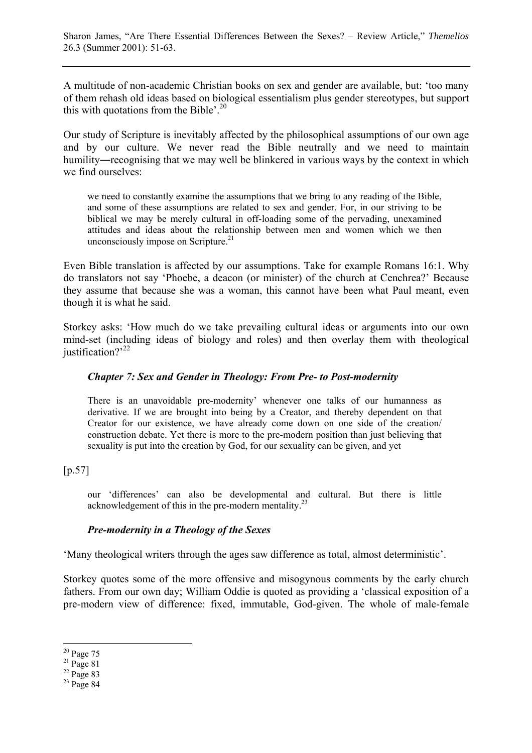A multitude of non-academic Christian books on sex and gender are available, but: 'too many of them rehash old ideas based on biological essentialism plus gender stereotypes, but support this with quotations from the Bible'.[20]

Our study of Scripture is inevitably affected by the philosophical assumptions of our own age and by our culture. We never read the Bible neutrally and we need to maintain humility―recognising that we may well be blinkered in various ways by the context in which we find ourselves:

> we need to constantly examine the assumptions that we bring to any reading of the Bible, and some of these assumptions are related to sex and gender. For, in our striving to be biblical we may be merely cultural in off-loading some of the pervading, unexamined attitudes and ideas about the relationship between men and women which we then unconsciously impose on Scripture.[21]

Even Bible translation is affected by our assumptions. Take for example Romans 16:1. Why do translators not say 'Phoebe, a deacon (or minister) of the church at Cenchrea?' Because they assume that because she was a woman, this cannot have been what Paul meant, even though it is what he said.

Storkey asks: 'How much do we take prevailing cultural ideas or arguments into our own mind-set (including ideas of biology and roles) and then overlay them with theological justification?'[22]

### *Chapter 7: Sex and Gender in Theology: From Pre- to Post-modernity*

> There is an unavoidable pre-modernity' whenever one talks of our humanness as derivative. If we are brought into being by a Creator, and thereby dependent on that Creator for our existence, we have already come down on one side of the creation/ construction debate. Yet there is more to the pre-modern position than just believing that sexuality is put into the creation by God, for our sexuality can be given, and yet

[p.57]

> our 'differences' can also be developmental and cultural. But there is little acknowledgement of this in the pre-modern mentality.[23]

### *Pre-modernity in a Theology of the Sexes*

'Many theological writers through the ages saw difference as total, almost deterministic'.

Storkey quotes some of the more offensive and misogynous comments by the early church fathers. From our own day; William Oddie is quoted as providing a 'classical exposition of a pre-modern view of difference: fixed, immutable, God-given. The whole of male-female

---

[20] Page 75

[21] Page 81

[22] Page 83

[23] Page 84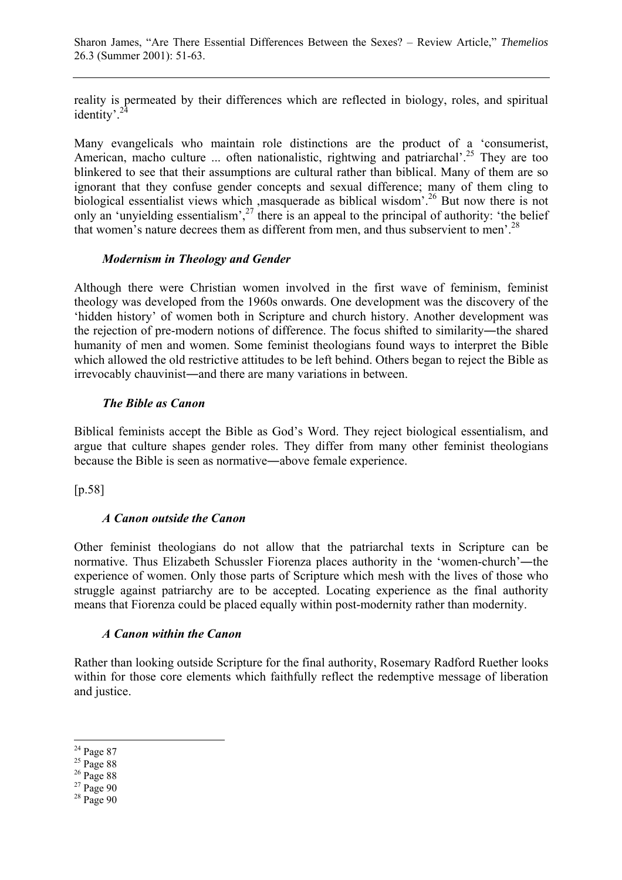reality is permeated by their differences which are reflected in biology, roles, and spiritual identity'.[24]

Many evangelicals who maintain role distinctions are the product of a 'consumerist, American, macho culture ... often nationalistic, rightwing and patriarchal'.[25] They are too blinkered to see that their assumptions are cultural rather than biblical. Many of them are so ignorant that they confuse gender concepts and sexual difference; many of them cling to biological essentialist views which ,masquerade as biblical wisdom'.[26] But now there is not only an 'unyielding essentialism',[27] there is an appeal to the principal of authority: 'the belief that women's nature decrees them as different from men, and thus subservient to men'.[28]

### *Modernism in Theology and Gender*

Although there were Christian women involved in the first wave of feminism, feminist theology was developed from the 1960s onwards. One development was the discovery of the 'hidden history' of women both in Scripture and church history. Another development was the rejection of pre-modern notions of difference. The focus shifted to similarity―the shared humanity of men and women. Some feminist theologians found ways to interpret the Bible which allowed the old restrictive attitudes to be left behind. Others began to reject the Bible as irrevocably chauvinist―and there are many variations in between.

### *The Bible as Canon*

Biblical feminists accept the Bible as God's Word. They reject biological essentialism, and argue that culture shapes gender roles. They differ from many other feminist theologians because the Bible is seen as normative―above female experience.

[p.58]

### *A Canon outside the Canon*

Other feminist theologians do not allow that the patriarchal texts in Scripture can be normative. Thus Elizabeth Schussler Fiorenza places authority in the 'women-church'―the experience of women. Only those parts of Scripture which mesh with the lives of those who struggle against patriarchy are to be accepted. Locating experience as the final authority means that Fiorenza could be placed equally within post-modernity rather than modernity.

### *A Canon within the Canon*

Rather than looking outside Scripture for the final authority, Rosemary Radford Ruether looks within for those core elements which faithfully reflect the redemptive message of liberation and justice.

---

[24] Page 87
[25] Page 88
[26] Page 88
[27] Page 90
[28] Page 90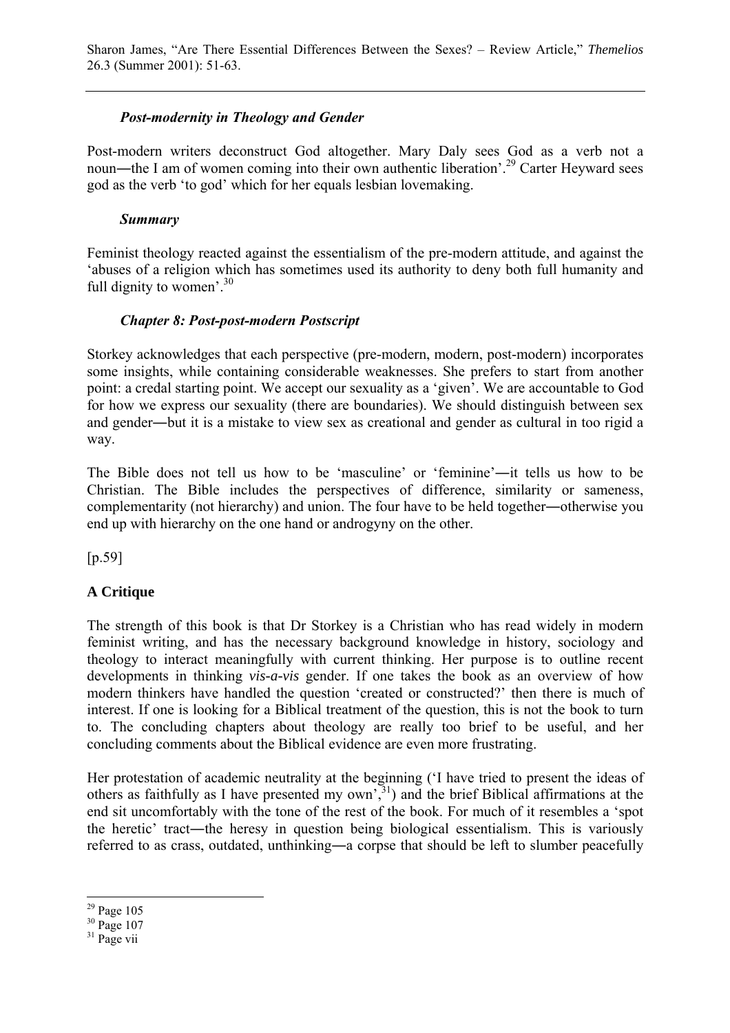### *Post-modernity in Theology and Gender*

Post-modern writers deconstruct God altogether. Mary Daly sees God as a verb not a noun―the I am of women coming into their own authentic liberation'.[29] Carter Heyward sees god as the verb 'to god' which for her equals lesbian lovemaking.

### *Summary*

Feminist theology reacted against the essentialism of the pre-modern attitude, and against the 'abuses of a religion which has sometimes used its authority to deny both full humanity and full dignity to women'.[30]

### *Chapter 8: Post-post-modern Postscript*

Storkey acknowledges that each perspective (pre-modern, modern, post-modern) incorporates some insights, while containing considerable weaknesses. She prefers to start from another point: a credal starting point. We accept our sexuality as a 'given'. We are accountable to God for how we express our sexuality (there are boundaries). We should distinguish between sex and gender―but it is a mistake to view sex as creational and gender as cultural in too rigid a way.

The Bible does not tell us how to be 'masculine' or 'feminine'―it tells us how to be Christian. The Bible includes the perspectives of difference, similarity or sameness, complementarity (not hierarchy) and union. The four have to be held together―otherwise you end up with hierarchy on the one hand or androgyny on the other.

[p.59]

## A Critique

The strength of this book is that Dr Storkey is a Christian who has read widely in modern feminist writing, and has the necessary background knowledge in history, sociology and theology to interact meaningfully with current thinking. Her purpose is to outline recent developments in thinking *vis-a-vis* gender. If one takes the book as an overview of how modern thinkers have handled the question 'created or constructed?' then there is much of interest. If one is looking for a Biblical treatment of the question, this is not the book to turn to. The concluding chapters about theology are really too brief to be useful, and her concluding comments about the Biblical evidence are even more frustrating.

Her protestation of academic neutrality at the beginning ('I have tried to present the ideas of others as faithfully as I have presented my own',[31]) and the brief Biblical affirmations at the end sit uncomfortably with the tone of the rest of the book. For much of it resembles a 'spot the heretic' tract―the heresy in question being biological essentialism. This is variously referred to as crass, outdated, unthinking―a corpse that should be left to slumber peacefully

---

[29] Page 105

[30] Page 107

[31] Page vii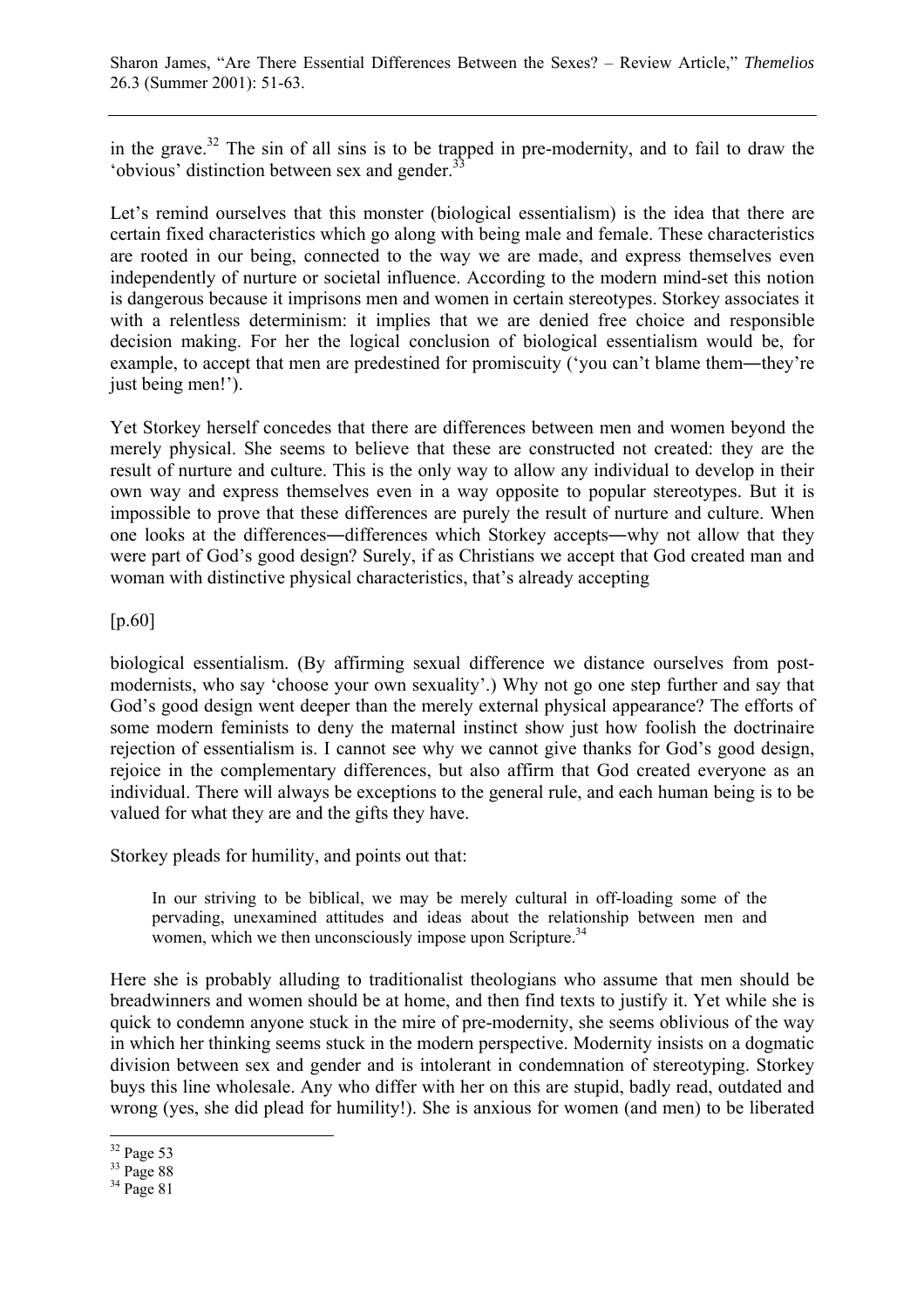in the grave.[32] The sin of all sins is to be trapped in pre-modernity, and to fail to draw the 'obvious' distinction between sex and gender.[33]

Let's remind ourselves that this monster (biological essentialism) is the idea that there are certain fixed characteristics which go along with being male and female. These characteristics are rooted in our being, connected to the way we are made, and express themselves even independently of nurture or societal influence. According to the modern mind-set this notion is dangerous because it imprisons men and women in certain stereotypes. Storkey associates it with a relentless determinism: it implies that we are denied free choice and responsible decision making. For her the logical conclusion of biological essentialism would be, for example, to accept that men are predestined for promiscuity ('you can't blame them―they're just being men!').

Yet Storkey herself concedes that there are differences between men and women beyond the merely physical. She seems to believe that these are constructed not created: they are the result of nurture and culture. This is the only way to allow any individual to develop in their own way and express themselves even in a way opposite to popular stereotypes. But it is impossible to prove that these differences are purely the result of nurture and culture. When one looks at the differences―differences which Storkey accepts―why not allow that they were part of God's good design? Surely, if as Christians we accept that God created man and woman with distinctive physical characteristics, that's already accepting

[p.60]

biological essentialism. (By affirming sexual difference we distance ourselves from post-modernists, who say 'choose your own sexuality'.) Why not go one step further and say that God's good design went deeper than the merely external physical appearance? The efforts of some modern feminists to deny the maternal instinct show just how foolish the doctrinaire rejection of essentialism is. I cannot see why we cannot give thanks for God's good design, rejoice in the complementary differences, but also affirm that God created everyone as an individual. There will always be exceptions to the general rule, and each human being is to be valued for what they are and the gifts they have.

Storkey pleads for humility, and points out that:

> In our striving to be biblical, we may be merely cultural in off-loading some of the pervading, unexamined attitudes and ideas about the relationship between men and women, which we then unconsciously impose upon Scripture.[34]

Here she is probably alluding to traditionalist theologians who assume that men should be breadwinners and women should be at home, and then find texts to justify it. Yet while she is quick to condemn anyone stuck in the mire of pre-modernity, she seems oblivious of the way in which her thinking seems stuck in the modern perspective. Modernity insists on a dogmatic division between sex and gender and is intolerant in condemnation of stereotyping. Storkey buys this line wholesale. Any who differ with her on this are stupid, badly read, outdated and wrong (yes, she did plead for humility!). She is anxious for women (and men) to be liberated

---

[32] Page 53

[33] Page 88

[34] Page 81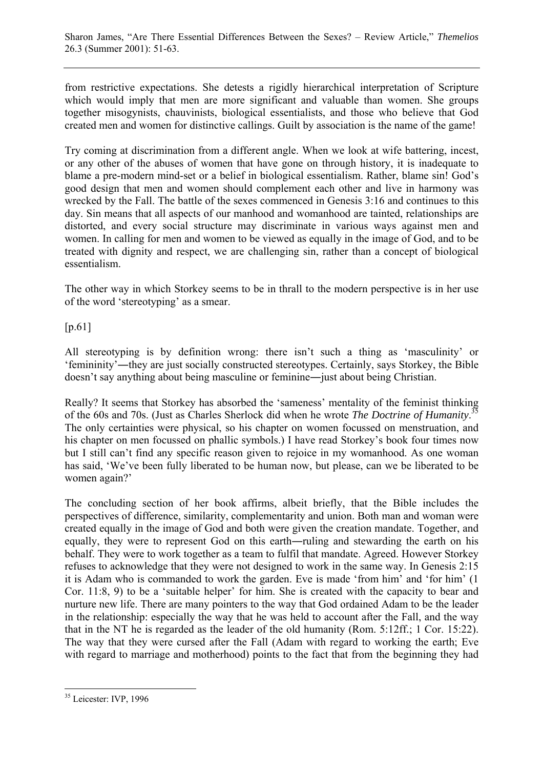from restrictive expectations. She detests a rigidly hierarchical interpretation of Scripture which would imply that men are more significant and valuable than women. She groups together misogynists, chauvinists, biological essentialists, and those who believe that God created men and women for distinctive callings. Guilt by association is the name of the game!

Try coming at discrimination from a different angle. When we look at wife battering, incest, or any other of the abuses of women that have gone on through history, it is inadequate to blame a pre-modern mind-set or a belief in biological essentialism. Rather, blame sin! God's good design that men and women should complement each other and live in harmony was wrecked by the Fall. The battle of the sexes commenced in Genesis 3:16 and continues to this day. Sin means that all aspects of our manhood and womanhood are tainted, relationships are distorted, and every social structure may discriminate in various ways against men and women. In calling for men and women to be viewed as equally in the image of God, and to be treated with dignity and respect, we are challenging sin, rather than a concept of biological essentialism.

The other way in which Storkey seems to be in thrall to the modern perspective is in her use of the word 'stereotyping' as a smear.

[p.61]

All stereotyping is by definition wrong: there isn't such a thing as 'masculinity' or 'femininity'―they are just socially constructed stereotypes. Certainly, says Storkey, the Bible doesn't say anything about being masculine or feminine―just about being Christian.

Really? It seems that Storkey has absorbed the 'sameness' mentality of the feminist thinking of the 60s and 70s. (Just as Charles Sherlock did when he wrote *The Doctrine of Humanity*.[35] The only certainties were physical, so his chapter on women focussed on menstruation, and his chapter on men focussed on phallic symbols.) I have read Storkey's book four times now but I still can't find any specific reason given to rejoice in my womanhood. As one woman has said, 'We've been fully liberated to be human now, but please, can we be liberated to be women again?'

The concluding section of her book affirms, albeit briefly, that the Bible includes the perspectives of difference, similarity, complementarity and union. Both man and woman were created equally in the image of God and both were given the creation mandate. Together, and equally, they were to represent God on this earth―ruling and stewarding the earth on his behalf. They were to work together as a team to fulfil that mandate. Agreed. However Storkey refuses to acknowledge that they were not designed to work in the same way. In Genesis 2:15 it is Adam who is commanded to work the garden. Eve is made 'from him' and 'for him' (1 Cor. 11:8, 9) to be a 'suitable helper' for him. She is created with the capacity to bear and nurture new life. There are many pointers to the way that God ordained Adam to be the leader in the relationship: especially the way that he was held to account after the Fall, and the way that in the NT he is regarded as the leader of the old humanity (Rom. 5:12ff.; 1 Cor. 15:22). The way that they were cursed after the Fall (Adam with regard to working the earth; Eve with regard to marriage and motherhood) points to the fact that from the beginning they had

---

[35] Leicester: IVP, 1996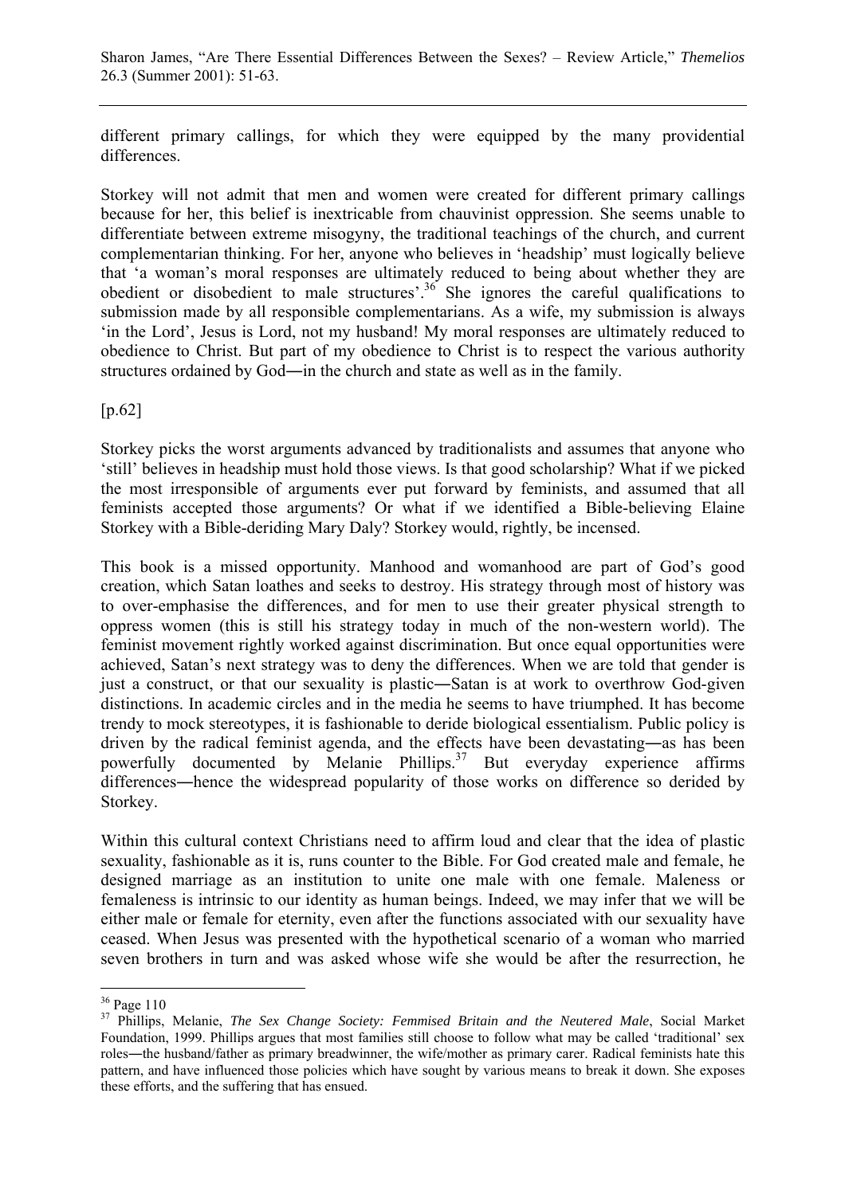different primary callings, for which they were equipped by the many providential differences.

Storkey will not admit that men and women were created for different primary callings because for her, this belief is inextricable from chauvinist oppression. She seems unable to differentiate between extreme misogyny, the traditional teachings of the church, and current complementarian thinking. For her, anyone who believes in 'headship' must logically believe that 'a woman's moral responses are ultimately reduced to being about whether they are obedient or disobedient to male structures'.[36] She ignores the careful qualifications to submission made by all responsible complementarians. As a wife, my submission is always 'in the Lord', Jesus is Lord, not my husband! My moral responses are ultimately reduced to obedience to Christ. But part of my obedience to Christ is to respect the various authority structures ordained by God―in the church and state as well as in the family.

[p.62]

Storkey picks the worst arguments advanced by traditionalists and assumes that anyone who 'still' believes in headship must hold those views. Is that good scholarship? What if we picked the most irresponsible of arguments ever put forward by feminists, and assumed that all feminists accepted those arguments? Or what if we identified a Bible-believing Elaine Storkey with a Bible-deriding Mary Daly? Storkey would, rightly, be incensed.

This book is a missed opportunity. Manhood and womanhood are part of God's good creation, which Satan loathes and seeks to destroy. His strategy through most of history was to over-emphasise the differences, and for men to use their greater physical strength to oppress women (this is still his strategy today in much of the non-western world). The feminist movement rightly worked against discrimination. But once equal opportunities were achieved, Satan's next strategy was to deny the differences. When we are told that gender is just a construct, or that our sexuality is plastic―Satan is at work to overthrow God-given distinctions. In academic circles and in the media he seems to have triumphed. It has become trendy to mock stereotypes, it is fashionable to deride biological essentialism. Public policy is driven by the radical feminist agenda, and the effects have been devastating―as has been powerfully documented by Melanie Phillips.[37] But everyday experience affirms differences―hence the widespread popularity of those works on difference so derided by Storkey.

Within this cultural context Christians need to affirm loud and clear that the idea of plastic sexuality, fashionable as it is, runs counter to the Bible. For God created male and female, he designed marriage as an institution to unite one male with one female. Maleness or femaleness is intrinsic to our identity as human beings. Indeed, we may infer that we will be either male or female for eternity, even after the functions associated with our sexuality have ceased. When Jesus was presented with the hypothetical scenario of a woman who married seven brothers in turn and was asked whose wife she would be after the resurrection, he

---

[36] Page 110

[37] Phillips, Melanie, *The Sex Change Society: Femmised Britain and the Neutered Male*, Social Market Foundation, 1999. Phillips argues that most families still choose to follow what may be called 'traditional' sex roles―the husband/father as primary breadwinner, the wife/mother as primary carer. Radical feminists hate this pattern, and have influenced those policies which have sought by various means to break it down. She exposes these efforts, and the suffering that has ensued.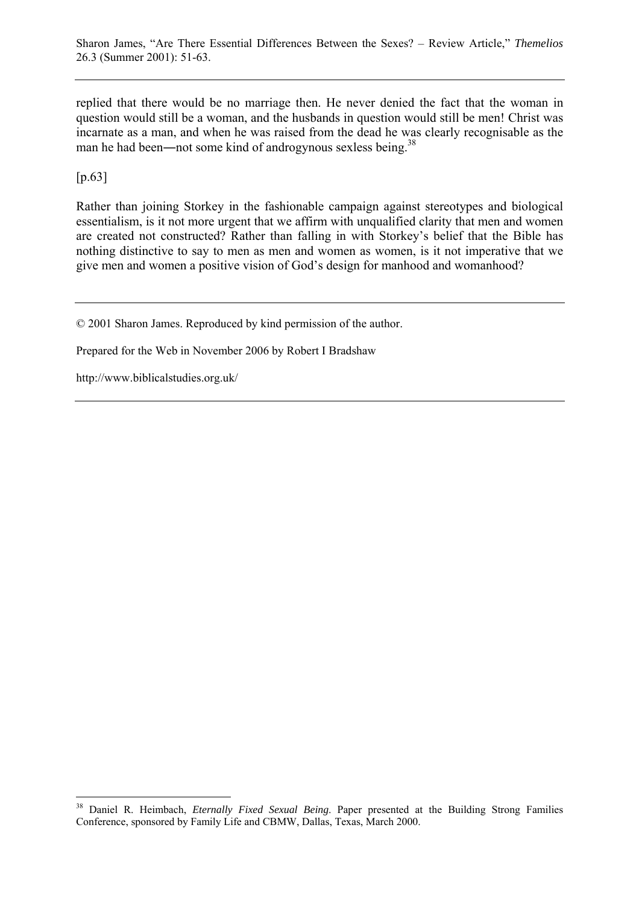replied that there would be no marriage then. He never denied the fact that the woman in question would still be a woman, and the husbands in question would still be men! Christ was incarnate as a man, and when he was raised from the dead he was clearly recognisable as the man he had been―not some kind of androgynous sexless being.[38]

[p.63]

Rather than joining Storkey in the fashionable campaign against stereotypes and biological essentialism, is it not more urgent that we affirm with unqualified clarity that men and women are created not constructed? Rather than falling in with Storkey's belief that the Bible has nothing distinctive to say to men as men and women as women, is it not imperative that we give men and women a positive vision of God's design for manhood and womanhood?

---

© 2001 Sharon James. Reproduced by kind permission of the author.

Prepared for the Web in November 2006 by Robert I Bradshaw

http://www.biblicalstudies.org.uk/

---

[38] Daniel R. Heimbach, *Eternally Fixed Sexual Being*. Paper presented at the Building Strong Families Conference, sponsored by Family Life and CBMW, Dallas, Texas, March 2000.